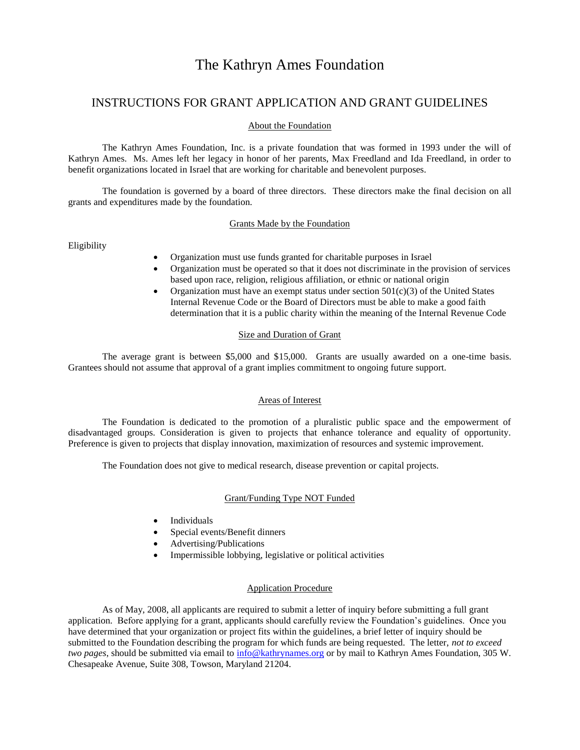# The Kathryn Ames Foundation

## INSTRUCTIONS FOR GRANT APPLICATION AND GRANT GUIDELINES

### About the Foundation

The Kathryn Ames Foundation, Inc. is a private foundation that was formed in 1993 under the will of Kathryn Ames. Ms. Ames left her legacy in honor of her parents, Max Freedland and Ida Freedland, in order to benefit organizations located in Israel that are working for charitable and benevolent purposes.

The foundation is governed by a board of three directors. These directors make the final decision on all grants and expenditures made by the foundation.

### Grants Made by the Foundation

Eligibility

- Organization must use funds granted for charitable purposes in Israel
- Organization must be operated so that it does not discriminate in the provision of services based upon race, religion, religious affiliation, or ethnic or national origin
- Organization must have an exempt status under section 501(c)(3) of the United States Internal Revenue Code or the Board of Directors must be able to make a good faith determination that it is a public charity within the meaning of the Internal Revenue Code

### Size and Duration of Grant

The average grant is between $5,000 and $15,000. Grants are usually awarded on a one-time basis. Grantees should not assume that approval of a grant implies commitment to ongoing future support.

### Areas of Interest

The Foundation is dedicated to the promotion of a pluralistic public space and the empowerment of disadvantaged groups. Consideration is given to projects that enhance tolerance and equality of opportunity. Preference is given to projects that display innovation, maximization of resources and systemic improvement.

The Foundation does not give to medical research, disease prevention or capital projects.

### Grant/Funding Type NOT Funded

- Individuals
- Special events/Benefit dinners
- Advertising/Publications
- Impermissible lobbying, legislative or political activities

### Application Procedure

As of May, 2008, all applicants are required to submit a letter of inquiry before submitting a full grant application. Before applying for a grant, applicants should carefully review the Foundation's guidelines. Once you have determined that your organization or project fits within the guidelines, a brief letter of inquiry should be submitted to the Foundation describing the program for which funds are being requested. The letter, *not to exceed two pages*, should be submitted via email to info@kathrynames.org or by mail to Kathryn Ames Foundation, 305 W. Chesapeake Avenue, Suite 308, Towson, Maryland 21204.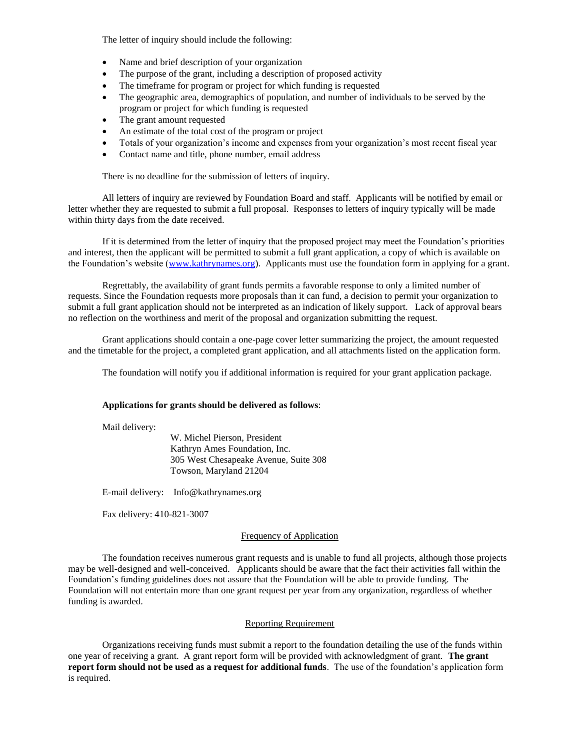The letter of inquiry should include the following:

- Name and brief description of your organization
- The purpose of the grant, including a description of proposed activity
- The timeframe for program or project for which funding is requested
- The geographic area, demographics of population, and number of individuals to be served by the program or project for which funding is requested
- The grant amount requested
- An estimate of the total cost of the program or project
- Totals of your organization's income and expenses from your organization's most recent fiscal year
- Contact name and title, phone number, email address

There is no deadline for the submission of letters of inquiry.

All letters of inquiry are reviewed by Foundation Board and staff. Applicants will be notified by email or letter whether they are requested to submit a full proposal. Responses to letters of inquiry typically will be made within thirty days from the date received.

If it is determined from the letter of inquiry that the proposed project may meet the Foundation's priorities and interest, then the applicant will be permitted to submit a full grant application, a copy of which is available on the Foundation's website (www.kathrynames.org). Applicants must use the foundation form in applying for a grant.

Regrettably, the availability of grant funds permits a favorable response to only a limited number of requests. Since the Foundation requests more proposals than it can fund, a decision to permit your organization to submit a full grant application should not be interpreted as an indication of likely support. Lack of approval bears no reflection on the worthiness and merit of the proposal and organization submitting the request.

Grant applications should contain a one-page cover letter summarizing the project, the amount requested and the timetable for the project, a completed grant application, and all attachments listed on the application form.

The foundation will notify you if additional information is required for your grant application package.

**Applications for grants should be delivered as follows**:

Mail delivery:

W. Michel Pierson, President
Kathryn Ames Foundation, Inc.
305 West Chesapeake Avenue, Suite 308
Towson, Maryland 21204

E-mail delivery: Info@kathrynames.org

Fax delivery: 410-821-3007

## Frequency of Application

The foundation receives numerous grant requests and is unable to fund all projects, although those projects may be well-designed and well-conceived. Applicants should be aware that the fact their activities fall within the Foundation's funding guidelines does not assure that the Foundation will be able to provide funding. The Foundation will not entertain more than one grant request per year from any organization, regardless of whether funding is awarded.

## Reporting Requirement

Organizations receiving funds must submit a report to the foundation detailing the use of the funds within one year of receiving a grant. A grant report form will be provided with acknowledgment of grant. **The grant report form should not be used as a request for additional funds**. The use of the foundation's application form is required.